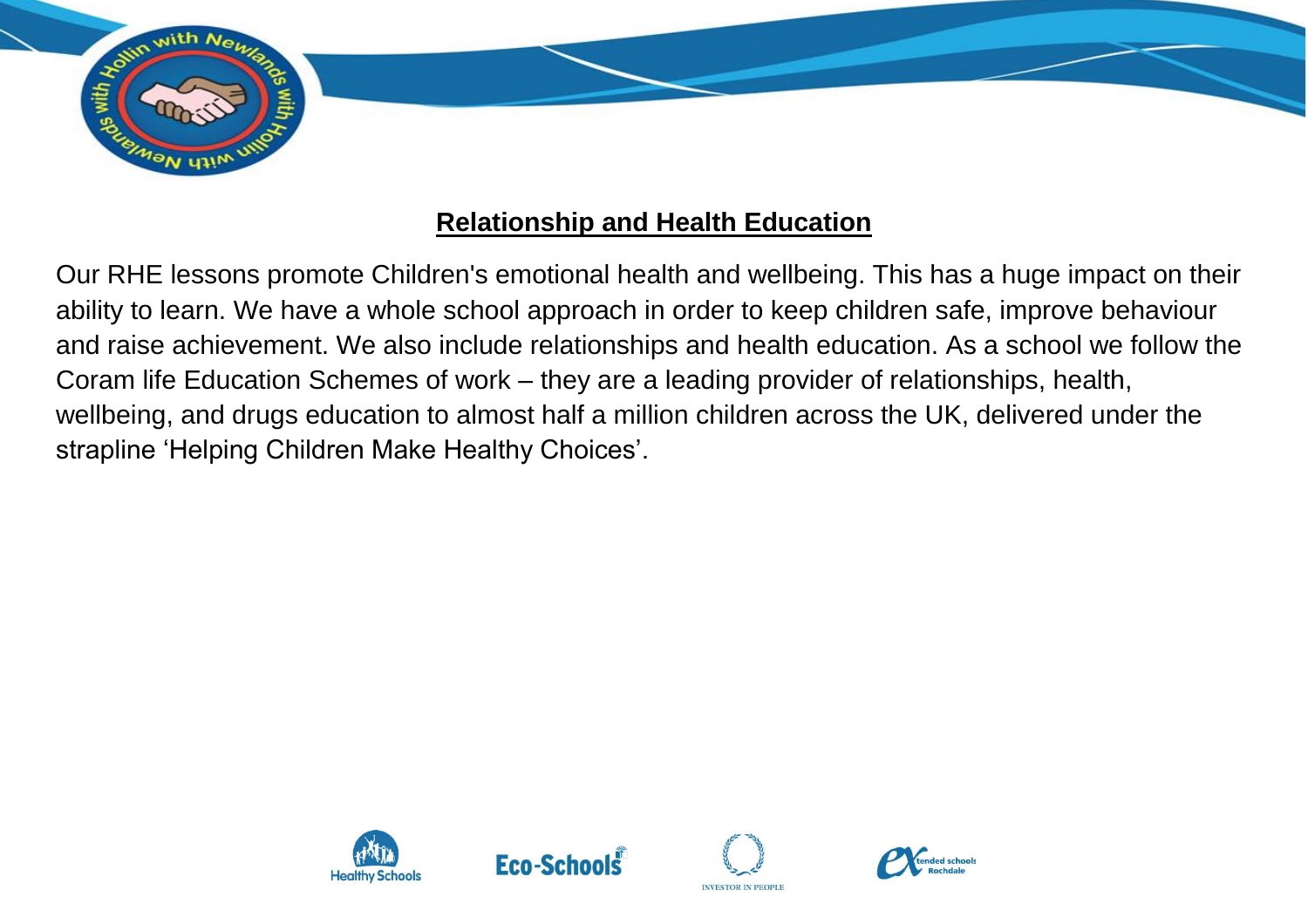## Relationship and Health Education

Our RHE lessons promote Children's emotional health and wellbeing. This has a huge impact on their ability to learn. We have a whole school approach in order to keep children safe, improve behaviour and raise achievement. We also include relationships and health education. As a school we follow the Coram life Education Schemes of work – they are a leading provider of relationships, health, wellbeing, and drugs education to almost half a million children across the UK, delivered under the strapline 'Helping Children Make Healthy Choices'.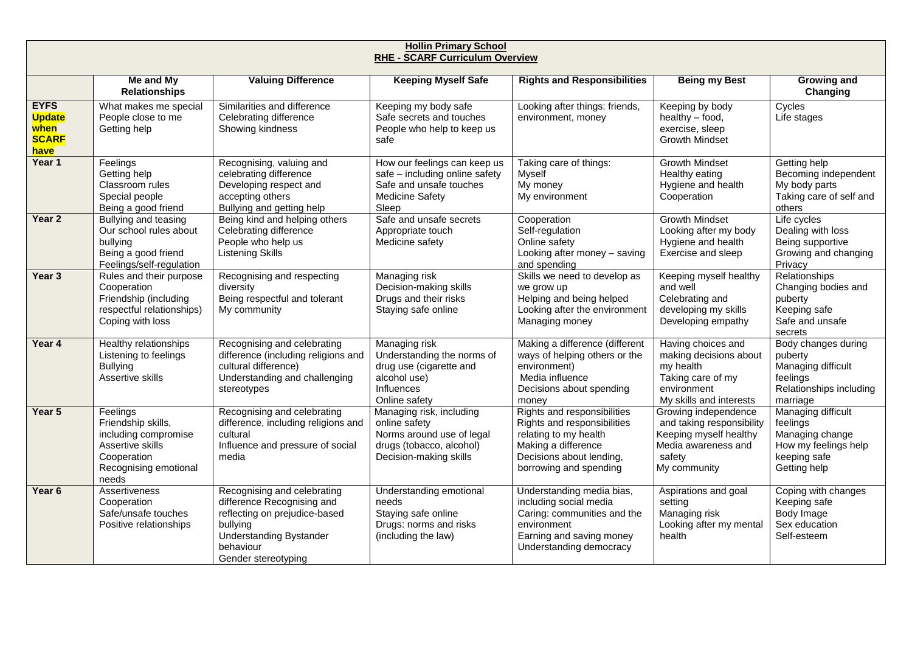**Hollin Primary School**
**RHE - SCARF Curriculum Overview**

| | Me and My Relationships | Valuing Difference | Keeping Myself Safe | Rights and Responsibilities | Being my Best | Growing and Changing |
|---|---|---|---|---|---|---|
| **EYFS** **Update when SCARF have** | What makes me special<br>People close to me<br>Getting help | Similarities and difference<br>Celebrating difference<br>Showing kindness | Keeping my body safe<br>Safe secrets and touches<br>People who help to keep us safe | Looking after things: friends, environment, money | Keeping by body healthy – food, exercise, sleep<br>Growth Mindset | Cycles<br>Life stages |
| **Year 1** | Feelings<br>Getting help<br>Classroom rules<br>Special people<br>Being a good friend | Recognising, valuing and celebrating difference<br>Developing respect and accepting others<br>Bullying and getting help | How our feelings can keep us safe – including online safety<br>Safe and unsafe touches<br>Medicine Safety<br>Sleep | Taking care of things:<br>Myself<br>My money<br>My environment | Growth Mindset<br>Healthy eating<br>Hygiene and health<br>Cooperation | Getting help<br>Becoming independent<br>My body parts<br>Taking care of self and others |
| **Year 2** | Bullying and teasing<br>Our school rules about bullying<br>Being a good friend<br>Feelings/self-regulation | Being kind and helping others<br>Celebrating difference<br>People who help us<br>Listening Skills | Safe and unsafe secrets<br>Appropriate touch<br>Medicine safety | Cooperation<br>Self-regulation<br>Online safety<br>Looking after money – saving and spending | Growth Mindset<br>Looking after my body<br>Hygiene and health<br>Exercise and sleep | Life cycles<br>Dealing with loss<br>Being supportive<br>Growing and changing<br>Privacy |
| **Year 3** | Rules and their purpose<br>Cooperation<br>Friendship (including respectful relationships)<br>Coping with loss | Recognising and respecting diversity<br>Being respectful and tolerant<br>My community | Managing risk<br>Decision-making skills<br>Drugs and their risks<br>Staying safe online | Skills we need to develop as we grow up<br>Helping and being helped<br>Looking after the environment<br>Managing money | Keeping myself healthy and well<br>Celebrating and developing my skills<br>Developing empathy | Relationships<br>Changing bodies and puberty<br>Keeping safe<br>Safe and unsafe secrets |
| **Year 4** | Healthy relationships<br>Listening to feelings<br>Bullying<br>Assertive skills | Recognising and celebrating difference (including religions and cultural difference)<br>Understanding and challenging stereotypes | Managing risk<br>Understanding the norms of drug use (cigarette and alcohol use)<br>Influences<br>Online safety | Making a difference (different ways of helping others or the environment)<br>Media influence<br>Decisions about spending money | Having choices and making decisions about my health<br>Taking care of my environment<br>My skills and interests | Body changes during puberty<br>Managing difficult feelings<br>Relationships including marriage |
| **Year 5** | Feelings<br>Friendship skills, including compromise<br>Assertive skills<br>Cooperation<br>Recognising emotional needs | Recognising and celebrating difference, including religions and cultural<br>Influence and pressure of social media | Managing risk, including online safety<br>Norms around use of legal drugs (tobacco, alcohol)<br>Decision-making skills | Rights and responsibilities<br>Rights and responsibilities relating to my health<br>Making a difference<br>Decisions about lending, borrowing and spending | Growing independence and taking responsibility<br>Keeping myself healthy<br>Media awareness and safety<br>My community | Managing difficult feelings<br>Managing change<br>How my feelings help keeping safe<br>Getting help |
| **Year 6** | Assertiveness<br>Cooperation<br>Safe/unsafe touches<br>Positive relationships | Recognising and celebrating difference Recognising and reflecting on prejudice-based bullying<br>Understanding Bystander behaviour<br>Gender stereotyping | Understanding emotional needs<br>Staying safe online<br>Drugs: norms and risks (including the law) | Understanding media bias, including social media<br>Caring: communities and the environment<br>Earning and saving money<br>Understanding democracy | Aspirations and goal setting<br>Managing risk<br>Looking after my mental health | Coping with changes<br>Keeping safe<br>Body Image<br>Sex education<br>Self-esteem |